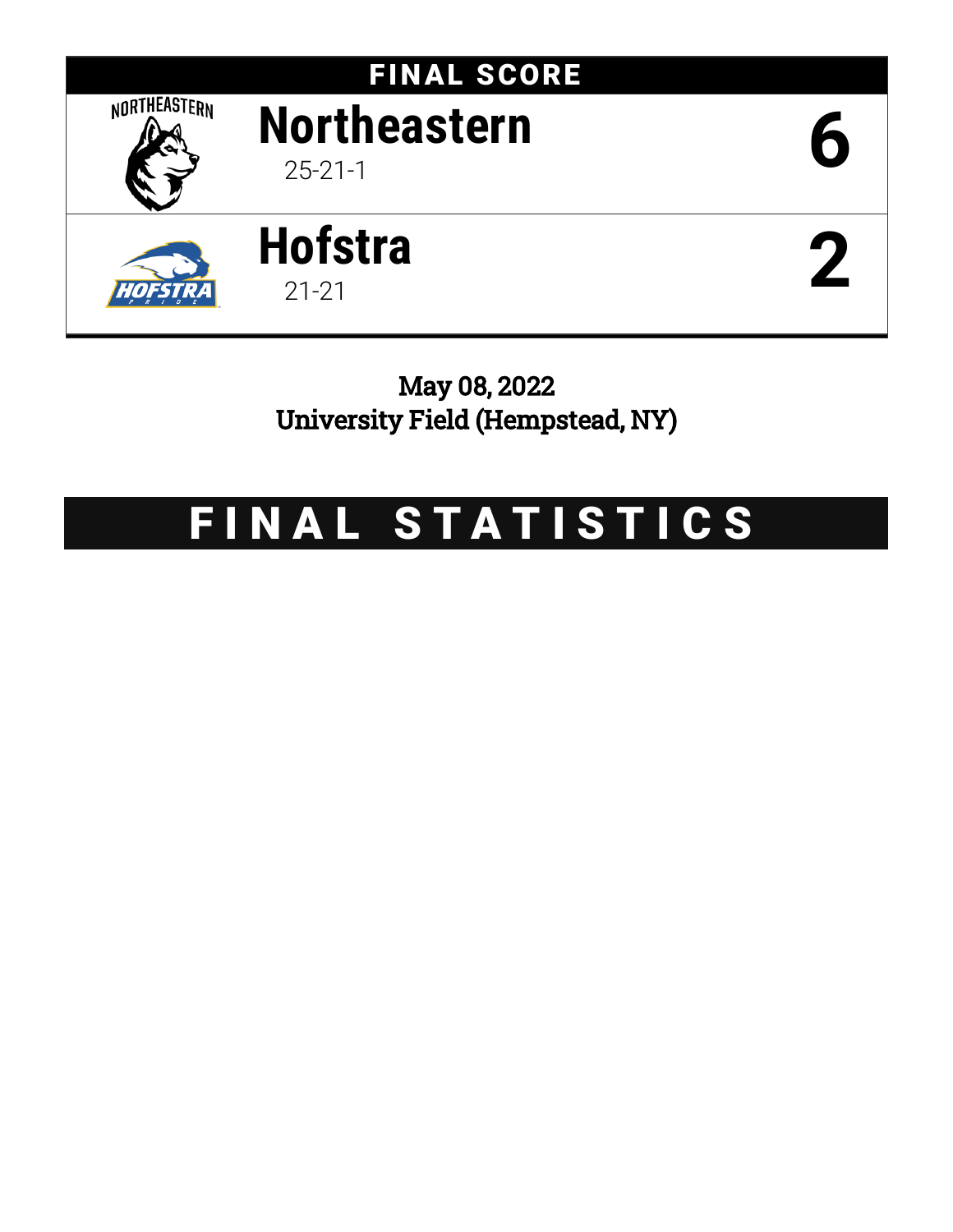# FINAL SCORE

| Team | Record | Score |
| --- | --- | --- |
| **Northeastern** | 25-21-1 | **6** |
| **Hofstra** | 21-21 | **2** |

May 08, 2022
University Field (Hempstead, NY)

# FINAL STATISTICS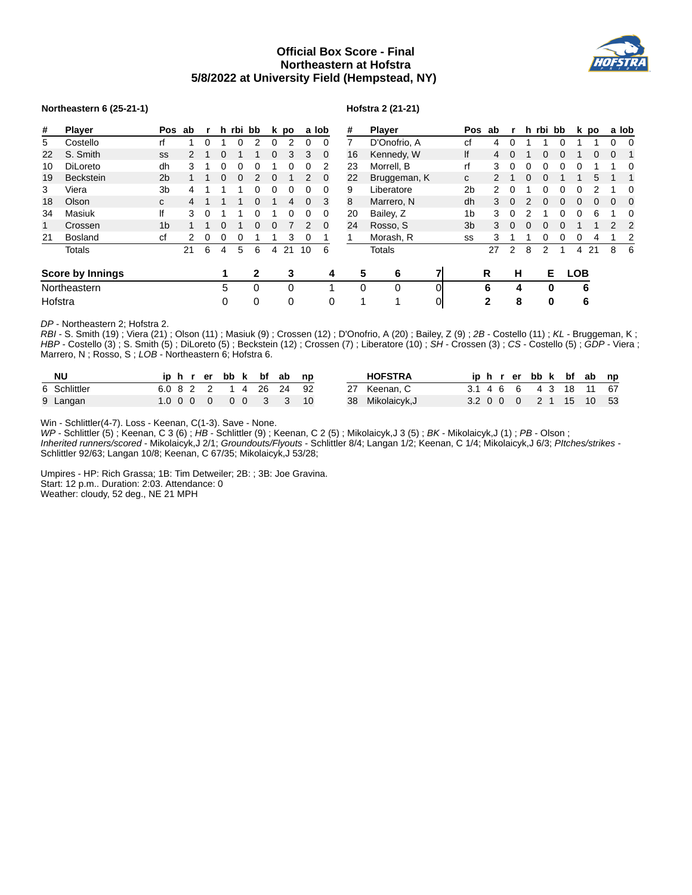**Official Box Score - Final**
**Northeastern at Hofstra**
**5/8/2022 at University Field (Hempstead, NY)**

**Northeastern 6 (25-21-1)**

| # | Player | Pos | ab | r | h | rbi | bb | k | po | a | lob |
|---|---|---|---|---|---|---|---|---|---|---|---|
| 5 | Costello | rf | 1 | 0 | 1 | 0 | 2 | 0 | 2 | 0 | 0 |
| 22 | S. Smith | ss | 2 | 1 | 0 | 1 | 1 | 0 | 3 | 3 | 0 |
| 10 | DiLoreto | dh | 3 | 1 | 0 | 0 | 0 | 1 | 0 | 0 | 2 |
| 19 | Beckstein | 2b | 1 | 1 | 0 | 0 | 2 | 0 | 1 | 2 | 0 |
| 3 | Viera | 3b | 4 | 1 | 1 | 1 | 0 | 0 | 0 | 0 | 0 |
| 18 | Olson | c | 4 | 1 | 1 | 1 | 0 | 1 | 4 | 0 | 3 |
| 34 | Masiuk | lf | 3 | 0 | 1 | 1 | 0 | 1 | 0 | 0 | 0 |
| 1 | Crossen | 1b | 1 | 1 | 0 | 1 | 0 | 0 | 7 | 2 | 0 |
| 21 | Bosland | cf | 2 | 0 | 0 | 0 | 1 | 1 | 3 | 0 | 1 |
| | Totals | | 21 | 6 | 4 | 5 | 6 | 4 | 21 | 10 | 6 |

**Hofstra 2 (21-21)**

| # | Player | Pos | ab | r | h | rbi | bb | k | po | a | lob |
|---|---|---|---|---|---|---|---|---|---|---|---|
| 7 | D'Onofrio, A | cf | 4 | 0 | 1 | 1 | 0 | 1 | 1 | 0 | 0 |
| 16 | Kennedy, W | lf | 4 | 0 | 1 | 0 | 0 | 1 | 0 | 0 | 1 |
| 23 | Morrell, B | rf | 3 | 0 | 0 | 0 | 0 | 0 | 1 | 1 | 0 |
| 22 | Bruggeman, K | c | 2 | 1 | 0 | 0 | 1 | 1 | 5 | 1 | 1 |
| 9 | Liberatore | 2b | 2 | 0 | 1 | 0 | 0 | 0 | 2 | 1 | 0 |
| 8 | Marrero, N | dh | 3 | 0 | 2 | 0 | 0 | 0 | 0 | 0 | 0 |
| 20 | Bailey, Z | 1b | 3 | 0 | 2 | 1 | 0 | 0 | 6 | 1 | 0 |
| 24 | Rosso, S | 3b | 3 | 0 | 0 | 0 | 0 | 1 | 1 | 2 | 2 |
| 1 | Morash, R | ss | 3 | 1 | 1 | 0 | 0 | 0 | 4 | 1 | 2 |
| | Totals | | 27 | 2 | 8 | 2 | 1 | 4 | 21 | 8 | 6 |

| Score by Innings | 1 | 2 | 3 | 4 | 5 | 6 | 7 | R | H | E | LOB |
|---|---|---|---|---|---|---|---|---|---|---|---|
| Northeastern | 5 | 0 | 0 | 1 | 0 | 0 | 0 | 6 | 4 | 0 | 6 |
| Hofstra | 0 | 0 | 0 | 0 | 1 | 1 | 0 | 2 | 8 | 0 | 6 |

*DP* - Northeastern 2; Hofstra 2.

*RBI* - S. Smith (19) ; Viera (21) ; Olson (11) ; Masiuk (9) ; Crossen (12) ; D'Onofrio, A (20) ; Bailey, Z (9) ; *2B* - Costello (11) ; *KL* - Bruggeman, K ; *HBP* - Costello (3) ; S. Smith (5) ; DiLoreto (5) ; Beckstein (12) ; Crossen (7) ; Liberatore (10) ; *SH* - Crossen (3) ; *CS* - Costello (5) ; *GDP* - Viera ; Marrero, N ; Rosso, S ; *LOB* - Northeastern 6; Hofstra 6.

| NU | ip | h | r | er | bb | k | bf | ab | np |
|---|---|---|---|---|---|---|---|---|---|
| 6 Schlittler | 6.0 | 8 | 2 | 2 | 1 | 4 | 26 | 24 | 92 |
| 9 Langan | 1.0 | 0 | 0 | 0 | 0 | 0 | 3 | 3 | 10 |

| HOFSTRA | ip | h | r | er | bb | k | bf | ab | np |
|---|---|---|---|---|---|---|---|---|---|
| 27 Keenan, C | 3.1 | 4 | 6 | 6 | 4 | 3 | 18 | 11 | 67 |
| 38 Mikolaicyk,J | 3.2 | 0 | 0 | 0 | 2 | 1 | 15 | 10 | 53 |

Win - Schlittler(4-7). Loss - Keenan, C(1-3). Save - None.

*WP* - Schlittler (5) ; Keenan, C 3 (6) ; *HB* - Schlittler (9) ; Keenan, C 2 (5) ; Mikolaicyk,J 3 (5) ; *BK* - Mikolaicyk,J (1) ; *PB* - Olson ; *Inherited runners/scored* - Mikolaicyk,J 2/1; *Groundouts/Flyouts* - Schlittler 8/4; Langan 1/2; Keenan, C 1/4; Mikolaicyk,J 6/3; *PItches/strikes* - Schlittler 92/63; Langan 10/8; Keenan, C 67/35; Mikolaicyk,J 53/28;

Umpires - HP: Rich Grassa; 1B: Tim Detweiler; 2B: ; 3B: Joe Gravina.
Start: 12 p.m.. Duration: 2:03. Attendance: 0
Weather: cloudy, 52 deg., NE 21 MPH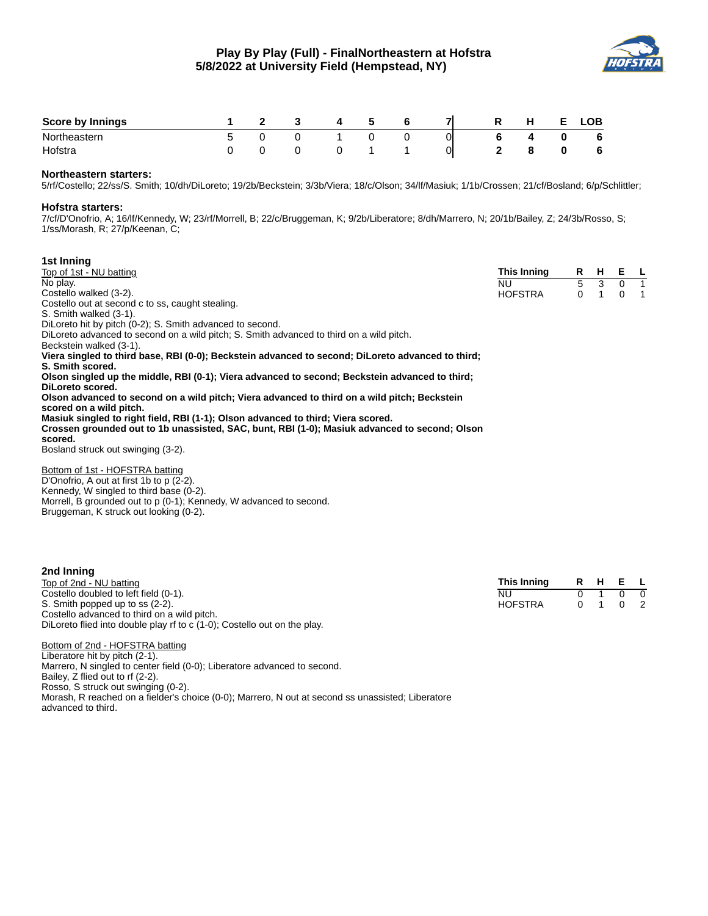# Play By Play (Full) - FinalNortheastern at Hofstra
## 5/8/2022 at University Field (Hempstead, NY)

| Score by Innings | 1 | 2 | 3 | 4 | 5 | 6 | 7 | R | H | E | LOB |
|---|---|---|---|---|---|---|---|---|---|---|---|
| Northeastern | 5 | 0 | 0 | 1 | 0 | 0 | 0 | **6** | **4** | **0** | **6** |
| Hofstra | 0 | 0 | 0 | 0 | 1 | 1 | 0 | **2** | **8** | **0** | **6** |

**Northeastern starters:**
5/rf/Costello; 22/ss/S. Smith; 10/dh/DiLoreto; 19/2b/Beckstein; 3/3b/Viera; 18/c/Olson; 34/lf/Masiuk; 1/1b/Crossen; 21/cf/Bosland; 6/p/Schlittler;

**Hofstra starters:**
7/cf/D'Onofrio, A; 16/lf/Kennedy, W; 23/rf/Morrell, B; 22/c/Bruggeman, K; 9/2b/Liberatore; 8/dh/Marrero, N; 20/1b/Bailey, Z; 24/3b/Rosso, S; 1/ss/Morash, R; 27/p/Keenan, C;

### 1st Inning

| This Inning | R | H | E | L |
|---|---|---|---|---|
| NU | 5 | 3 | 0 | 1 |
| HOFSTRA | 0 | 1 | 0 | 1 |

Top of 1st - NU batting
No play.
Costello walked (3-2).
Costello out at second c to ss, caught stealing.
S. Smith walked (3-1).
DiLoreto hit by pitch (0-2); S. Smith advanced to second.
DiLoreto advanced to second on a wild pitch; S. Smith advanced to third on a wild pitch.
Beckstein walked (3-1).
**Viera singled to third base, RBI (0-0); Beckstein advanced to second; DiLoreto advanced to third; S. Smith scored.**
**Olson singled up the middle, RBI (0-1); Viera advanced to second; Beckstein advanced to third; DiLoreto scored.**
**Olson advanced to second on a wild pitch; Viera advanced to third on a wild pitch; Beckstein scored on a wild pitch.**
**Masiuk singled to right field, RBI (1-1); Olson advanced to third; Viera scored.**
**Crossen grounded out to 1b unassisted, SAC, bunt, RBI (1-0); Masiuk advanced to second; Olson scored.**
Bosland struck out swinging (3-2).

Bottom of 1st - HOFSTRA batting
D'Onofrio, A out at first 1b to p (2-2).
Kennedy, W singled to third base (0-2).
Morrell, B grounded out to p (0-1); Kennedy, W advanced to second.
Bruggeman, K struck out looking (0-2).

### 2nd Inning

| This Inning | R | H | E | L |
|---|---|---|---|---|
| NU | 0 | 1 | 0 | 0 |
| HOFSTRA | 0 | 1 | 0 | 2 |

Top of 2nd - NU batting
Costello doubled to left field (0-1).
S. Smith popped up to ss (2-2).
Costello advanced to third on a wild pitch.
DiLoreto flied into double play rf to c (1-0); Costello out on the play.

Bottom of 2nd - HOFSTRA batting
Liberatore hit by pitch (2-1).
Marrero, N singled to center field (0-0); Liberatore advanced to second.
Bailey, Z flied out to rf (2-2).
Rosso, S struck out swinging (0-2).
Morash, R reached on a fielder's choice (0-0); Marrero, N out at second ss unassisted; Liberatore advanced to third.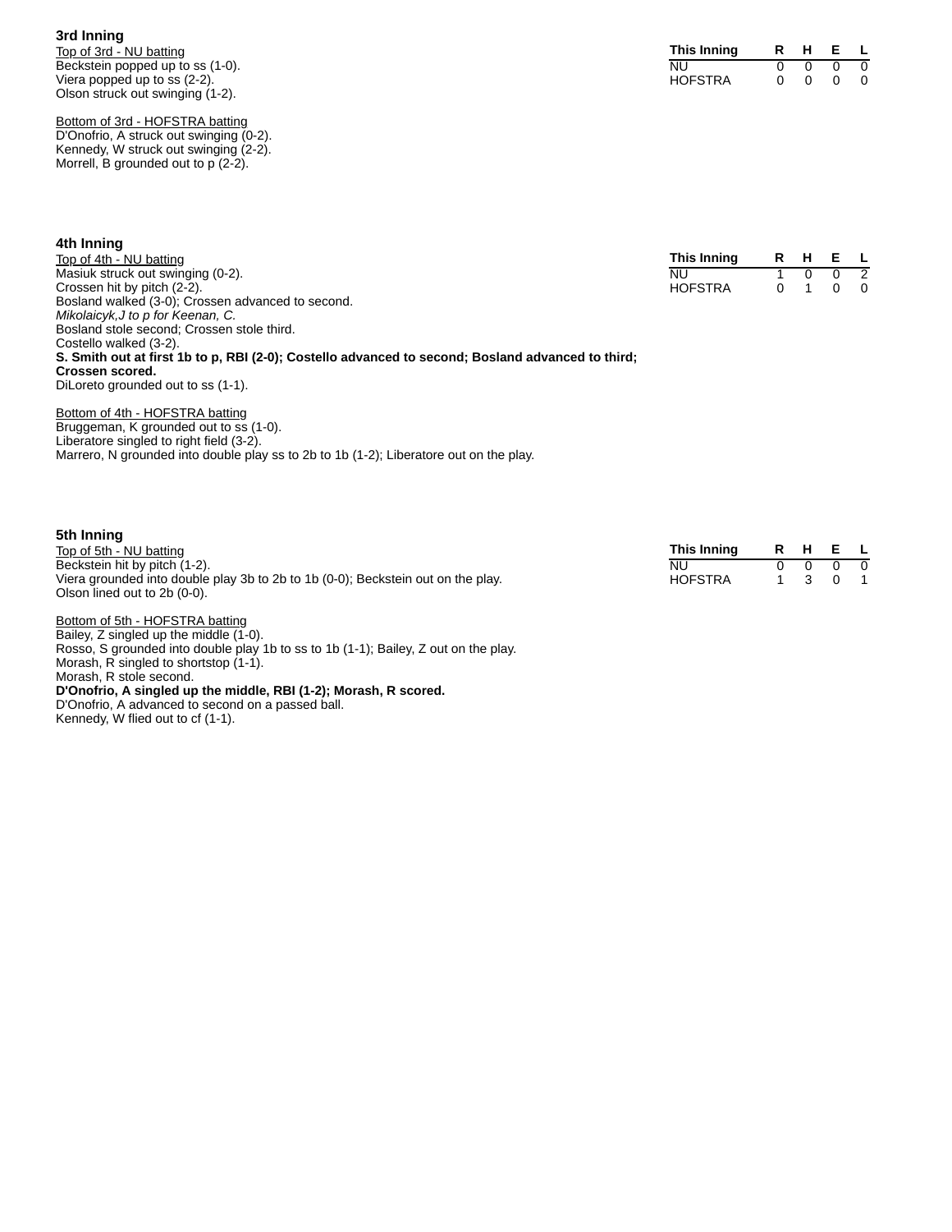### 3rd Inning

Top of 3rd - NU batting

Beckstein popped up to ss (1-0).
Viera popped up to ss (2-2).
Olson struck out swinging (1-2).

| This Inning | R | H | E | L |
|---|---|---|---|---|
| NU | 0 | 0 | 0 | 0 |
| HOFSTRA | 0 | 0 | 0 | 0 |

Bottom of 3rd - HOFSTRA batting

D'Onofrio, A struck out swinging (0-2).
Kennedy, W struck out swinging (2-2).
Morrell, B grounded out to p (2-2).

### 4th Inning

Top of 4th - NU batting

Masiuk struck out swinging (0-2).
Crossen hit by pitch (2-2).
Bosland walked (3-0); Crossen advanced to second.
*Mikolaicyk,J to p for Keenan, C.*
Bosland stole second; Crossen stole third.
Costello walked (3-2).
**S. Smith out at first 1b to p, RBI (2-0); Costello advanced to second; Bosland advanced to third; Crossen scored.**
DiLoreto grounded out to ss (1-1).

| This Inning | R | H | E | L |
|---|---|---|---|---|
| NU | 1 | 0 | 0 | 2 |
| HOFSTRA | 0 | 1 | 0 | 0 |

Bottom of 4th - HOFSTRA batting

Bruggeman, K grounded out to ss (1-0).
Liberatore singled to right field (3-2).
Marrero, N grounded into double play ss to 2b to 1b (1-2); Liberatore out on the play.

### 5th Inning

Top of 5th - NU batting

Beckstein hit by pitch (1-2).
Viera grounded into double play 3b to 2b to 1b (0-0); Beckstein out on the play.
Olson lined out to 2b (0-0).

| This Inning | R | H | E | L |
|---|---|---|---|---|
| NU | 0 | 0 | 0 | 0 |
| HOFSTRA | 1 | 3 | 0 | 1 |

Bottom of 5th - HOFSTRA batting

Bailey, Z singled up the middle (1-0).
Rosso, S grounded into double play 1b to ss to 1b (1-1); Bailey, Z out on the play.
Morash, R singled to shortstop (1-1).
Morash, R stole second.
**D'Onofrio, A singled up the middle, RBI (1-2); Morash, R scored.**
D'Onofrio, A advanced to second on a passed ball.
Kennedy, W flied out to cf (1-1).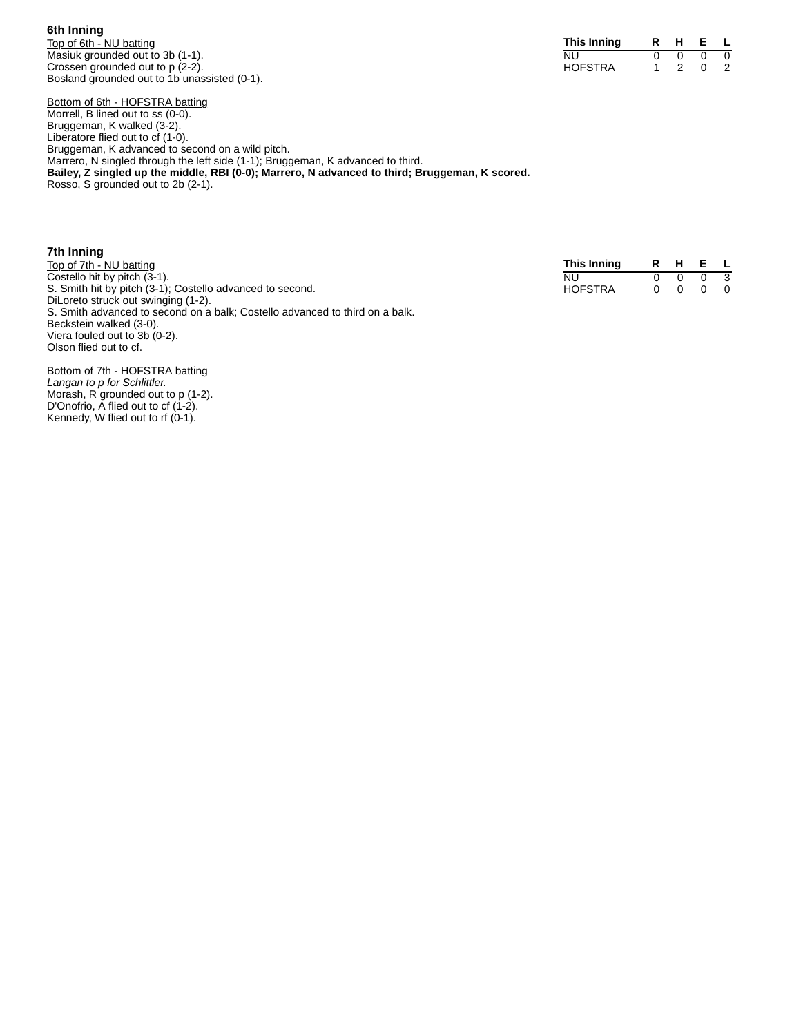### 6th Inning

<u>Top of 6th - NU batting</u>
Masiuk grounded out to 3b (1-1).
Crossen grounded out to p (2-2).
Bosland grounded out to 1b unassisted (0-1).

<u>Bottom of 6th - HOFSTRA batting</u>
Morrell, B lined out to ss (0-0).
Bruggeman, K walked (3-2).
Liberatore flied out to cf (1-0).
Bruggeman, K advanced to second on a wild pitch.
Marrero, N singled through the left side (1-1); Bruggeman, K advanced to third.
**Bailey, Z singled up the middle, RBI (0-0); Marrero, N advanced to third; Bruggeman, K scored.**
Rosso, S grounded out to 2b (2-1).

| This Inning | R | H | E | L |
|---|---|---|---|---|
| NU | 0 | 0 | 0 | 0 |
| HOFSTRA | 1 | 2 | 0 | 2 |

### 7th Inning

<u>Top of 7th - NU batting</u>
Costello hit by pitch (3-1).
S. Smith hit by pitch (3-1); Costello advanced to second.
DiLoreto struck out swinging (1-2).
S. Smith advanced to second on a balk; Costello advanced to third on a balk.
Beckstein walked (3-0).
Viera fouled out to 3b (0-2).
Olson flied out to cf.

<u>Bottom of 7th - HOFSTRA batting</u>
*Langan to p for Schlittler.*
Morash, R grounded out to p (1-2).
D'Onofrio, A flied out to cf (1-2).
Kennedy, W flied out to rf (0-1).

| This Inning | R | H | E | L |
|---|---|---|---|---|
| NU | 0 | 0 | 0 | 3 |
| HOFSTRA | 0 | 0 | 0 | 0 |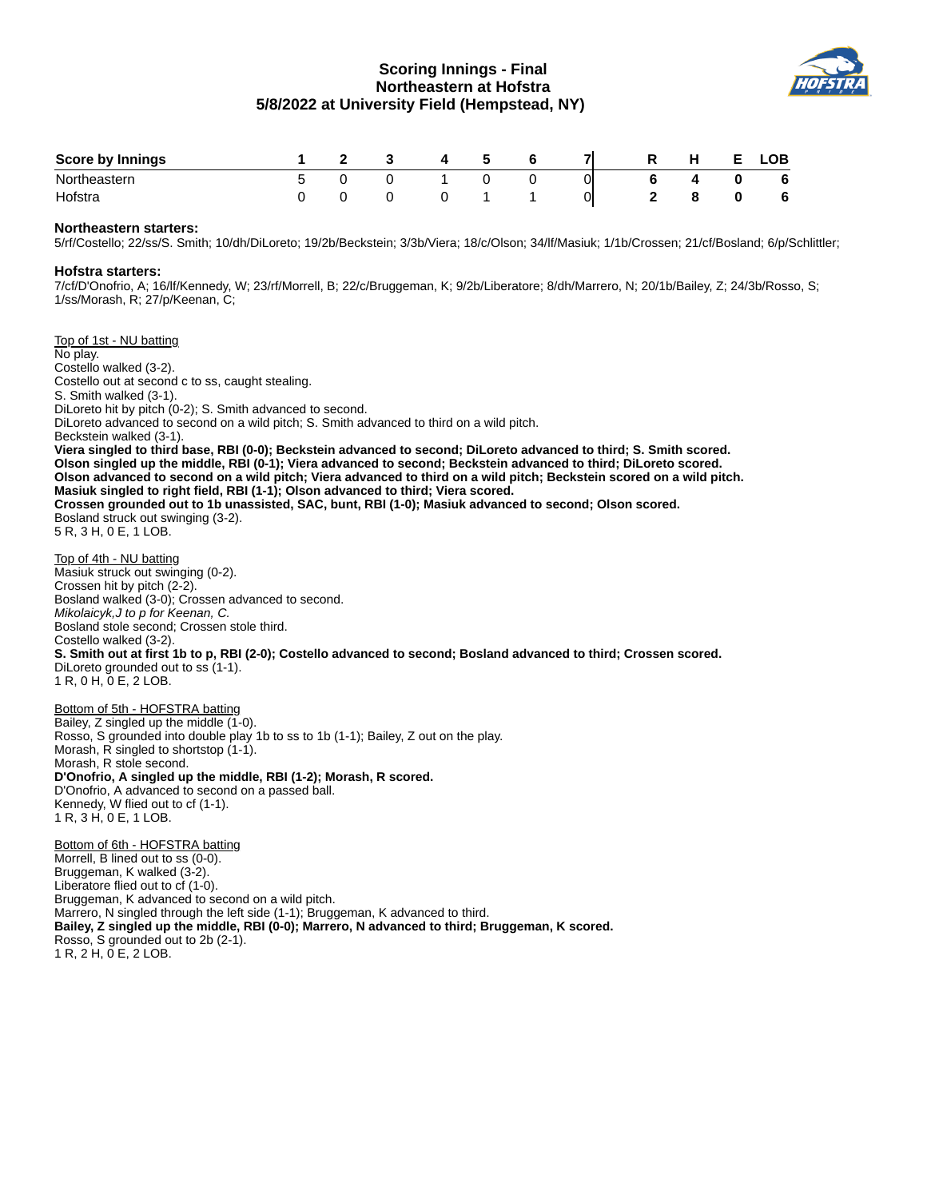# Scoring Innings - Final
## Northeastern at Hofstra
## 5/8/2022 at University Field (Hempstead, NY)

| Score by Innings | 1 | 2 | 3 | 4 | 5 | 6 | 7 | R | H | E | LOB |
|---|---|---|---|---|---|---|---|---|---|---|---|
| Northeastern | 5 | 0 | 0 | 1 | 0 | 0 | 0 | 6 | 4 | 0 | 6 |
| Hofstra | 0 | 0 | 0 | 0 | 1 | 1 | 0 | 2 | 8 | 0 | 6 |

**Northeastern starters:**
5/rf/Costello; 22/ss/S. Smith; 10/dh/DiLoreto; 19/2b/Beckstein; 3/3b/Viera; 18/c/Olson; 34/lf/Masiuk; 1/1b/Crossen; 21/cf/Bosland; 6/p/Schlittler;

**Hofstra starters:**
7/cf/D'Onofrio, A; 16/lf/Kennedy, W; 23/rf/Morrell, B; 22/c/Bruggeman, K; 9/2b/Liberatore; 8/dh/Marrero, N; 20/1b/Bailey, Z; 24/3b/Rosso, S; 1/ss/Morash, R; 27/p/Keenan, C;

Top of 1st - NU batting
No play.
Costello walked (3-2).
Costello out at second c to ss, caught stealing.
S. Smith walked (3-1).
DiLoreto hit by pitch (0-2); S. Smith advanced to second.
DiLoreto advanced to second on a wild pitch; S. Smith advanced to third on a wild pitch.
Beckstein walked (3-1).
**Viera singled to third base, RBI (0-0); Beckstein advanced to second; DiLoreto advanced to third; S. Smith scored.**
**Olson singled up the middle, RBI (0-1); Viera advanced to second; Beckstein advanced to third; DiLoreto scored.**
**Olson advanced to second on a wild pitch; Viera advanced to third on a wild pitch; Beckstein scored on a wild pitch.**
**Masiuk singled to right field, RBI (1-1); Olson advanced to third; Viera scored.**
**Crossen grounded out to 1b unassisted, SAC, bunt, RBI (1-0); Masiuk advanced to second; Olson scored.**
Bosland struck out swinging (3-2).
5 R, 3 H, 0 E, 1 LOB.

Top of 4th - NU batting
Masiuk struck out swinging (0-2).
Crossen hit by pitch (2-2).
Bosland walked (3-0); Crossen advanced to second.
*Mikolaicyk,J to p for Keenan, C.*
Bosland stole second; Crossen stole third.
Costello walked (3-2).
**S. Smith out at first 1b to p, RBI (2-0); Costello advanced to second; Bosland advanced to third; Crossen scored.**
DiLoreto grounded out to ss (1-1).
1 R, 0 H, 0 E, 2 LOB.

Bottom of 5th - HOFSTRA batting
Bailey, Z singled up the middle (1-0).
Rosso, S grounded into double play 1b to ss to 1b (1-1); Bailey, Z out on the play.
Morash, R singled to shortstop (1-1).
Morash, R stole second.
**D'Onofrio, A singled up the middle, RBI (1-2); Morash, R scored.**
D'Onofrio, A advanced to second on a passed ball.
Kennedy, W flied out to cf (1-1).
1 R, 3 H, 0 E, 1 LOB.

Bottom of 6th - HOFSTRA batting
Morrell, B lined out to ss (0-0).
Bruggeman, K walked (3-2).
Liberatore flied out to cf (1-0).
Bruggeman, K advanced to second on a wild pitch.
Marrero, N singled through the left side (1-1); Bruggeman, K advanced to third.
**Bailey, Z singled up the middle, RBI (0-0); Marrero, N advanced to third; Bruggeman, K scored.**
Rosso, S grounded out to 2b (2-1).
1 R, 2 H, 0 E, 2 LOB.